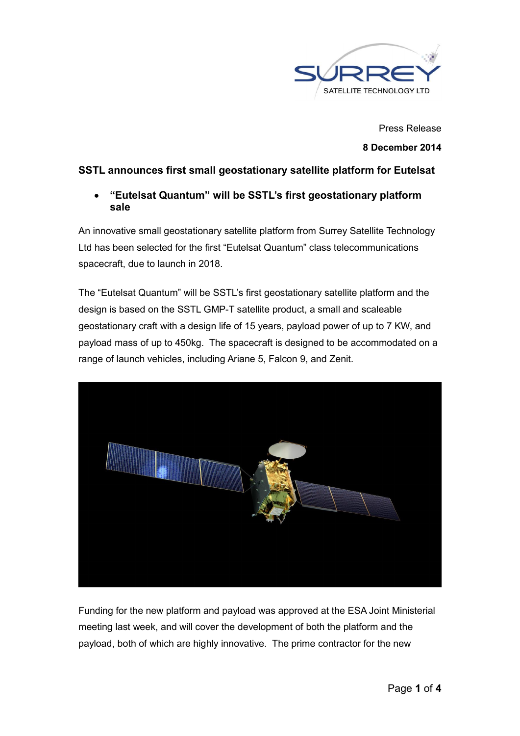Press Release

**8 December 2014**

**SSTL announces first small geostationary satellite platform for Eutelsat**

- **"Eutelsat Quantum" will be SSTL's first geostationary platform sale**

An innovative small geostationary satellite platform from Surrey Satellite Technology Ltd has been selected for the first "Eutelsat Quantum" class telecommunications spacecraft, due to launch in 2018.

The "Eutelsat Quantum" will be SSTL's first geostationary satellite platform and the design is based on the SSTL GMP-T satellite product, a small and scaleable geostationary craft with a design life of 15 years, payload power of up to 7 KW, and payload mass of up to 450kg. The spacecraft is designed to be accommodated on a range of launch vehicles, including Ariane 5, Falcon 9, and Zenit.

Funding for the new platform and payload was approved at the ESA Joint Ministerial meeting last week, and will cover the development of both the platform and the payload, both of which are highly innovative. The prime contractor for the new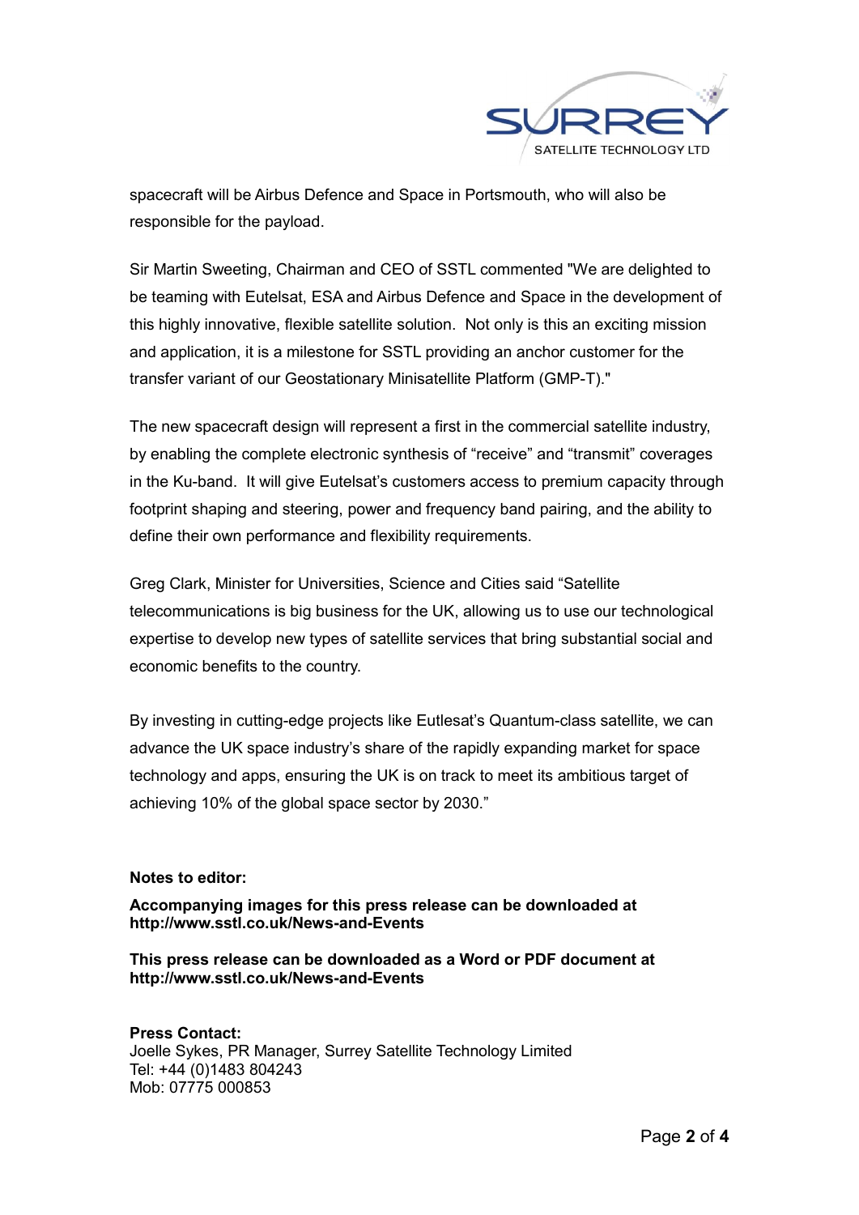spacecraft will be Airbus Defence and Space in Portsmouth, who will also be responsible for the payload.

Sir Martin Sweeting, Chairman and CEO of SSTL commented "We are delighted to be teaming with Eutelsat, ESA and Airbus Defence and Space in the development of this highly innovative, flexible satellite solution. Not only is this an exciting mission and application, it is a milestone for SSTL providing an anchor customer for the transfer variant of our Geostationary Minisatellite Platform (GMP-T)."

The new spacecraft design will represent a first in the commercial satellite industry, by enabling the complete electronic synthesis of "receive" and "transmit" coverages in the Ku-band. It will give Eutelsat's customers access to premium capacity through footprint shaping and steering, power and frequency band pairing, and the ability to define their own performance and flexibility requirements.

Greg Clark, Minister for Universities, Science and Cities said "Satellite telecommunications is big business for the UK, allowing us to use our technological expertise to develop new types of satellite services that bring substantial social and economic benefits to the country.

By investing in cutting-edge projects like Eutlesat's Quantum-class satellite, we can advance the UK space industry's share of the rapidly expanding market for space technology and apps, ensuring the UK is on track to meet its ambitious target of achieving 10% of the global space sector by 2030."

**Notes to editor:**

**Accompanying images for this press release can be downloaded at http://www.sstl.co.uk/News-and-Events**

**This press release can be downloaded as a Word or PDF document at http://www.sstl.co.uk/News-and-Events**

**Press Contact:**
Joelle Sykes, PR Manager, Surrey Satellite Technology Limited
Tel: +44 (0)1483 804243
Mob: 07775 000853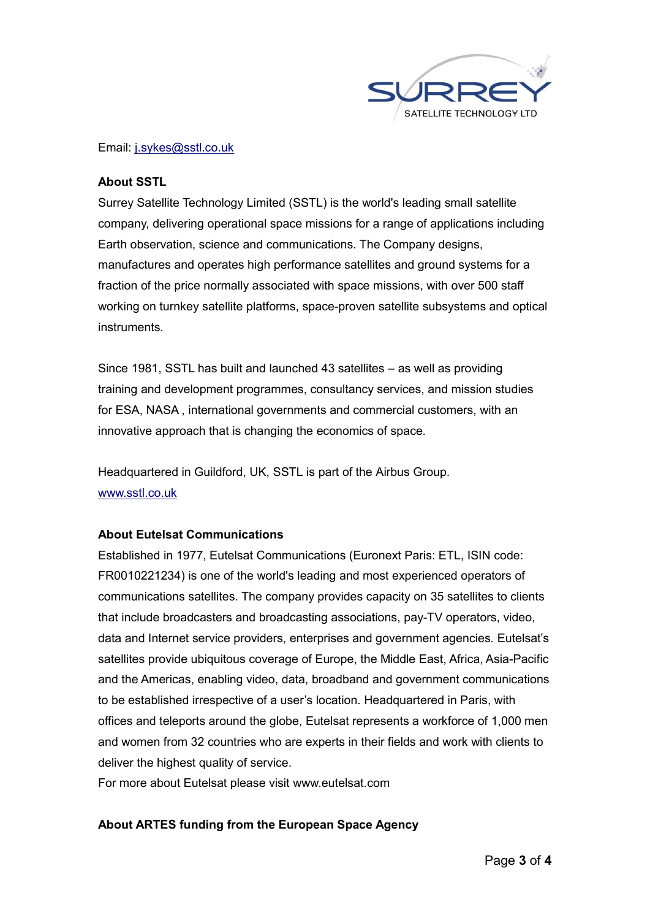Email: j.sykes@sstl.co.uk

**About SSTL**

Surrey Satellite Technology Limited (SSTL) is the world's leading small satellite company, delivering operational space missions for a range of applications including Earth observation, science and communications. The Company designs, manufactures and operates high performance satellites and ground systems for a fraction of the price normally associated with space missions, with over 500 staff working on turnkey satellite platforms, space-proven satellite subsystems and optical instruments.

Since 1981, SSTL has built and launched 43 satellites – as well as providing training and development programmes, consultancy services, and mission studies for ESA, NASA , international governments and commercial customers, with an innovative approach that is changing the economics of space.

Headquartered in Guildford, UK, SSTL is part of the Airbus Group.
www.sstl.co.uk

**About Eutelsat Communications**

Established in 1977, Eutelsat Communications (Euronext Paris: ETL, ISIN code: FR0010221234) is one of the world's leading and most experienced operators of communications satellites. The company provides capacity on 35 satellites to clients that include broadcasters and broadcasting associations, pay-TV operators, video, data and Internet service providers, enterprises and government agencies. Eutelsat's satellites provide ubiquitous coverage of Europe, the Middle East, Africa, Asia-Pacific and the Americas, enabling video, data, broadband and government communications to be established irrespective of a user's location. Headquartered in Paris, with offices and teleports around the globe, Eutelsat represents a workforce of 1,000 men and women from 32 countries who are experts in their fields and work with clients to deliver the highest quality of service.
For more about Eutelsat please visit www.eutelsat.com

**About ARTES funding from the European Space Agency**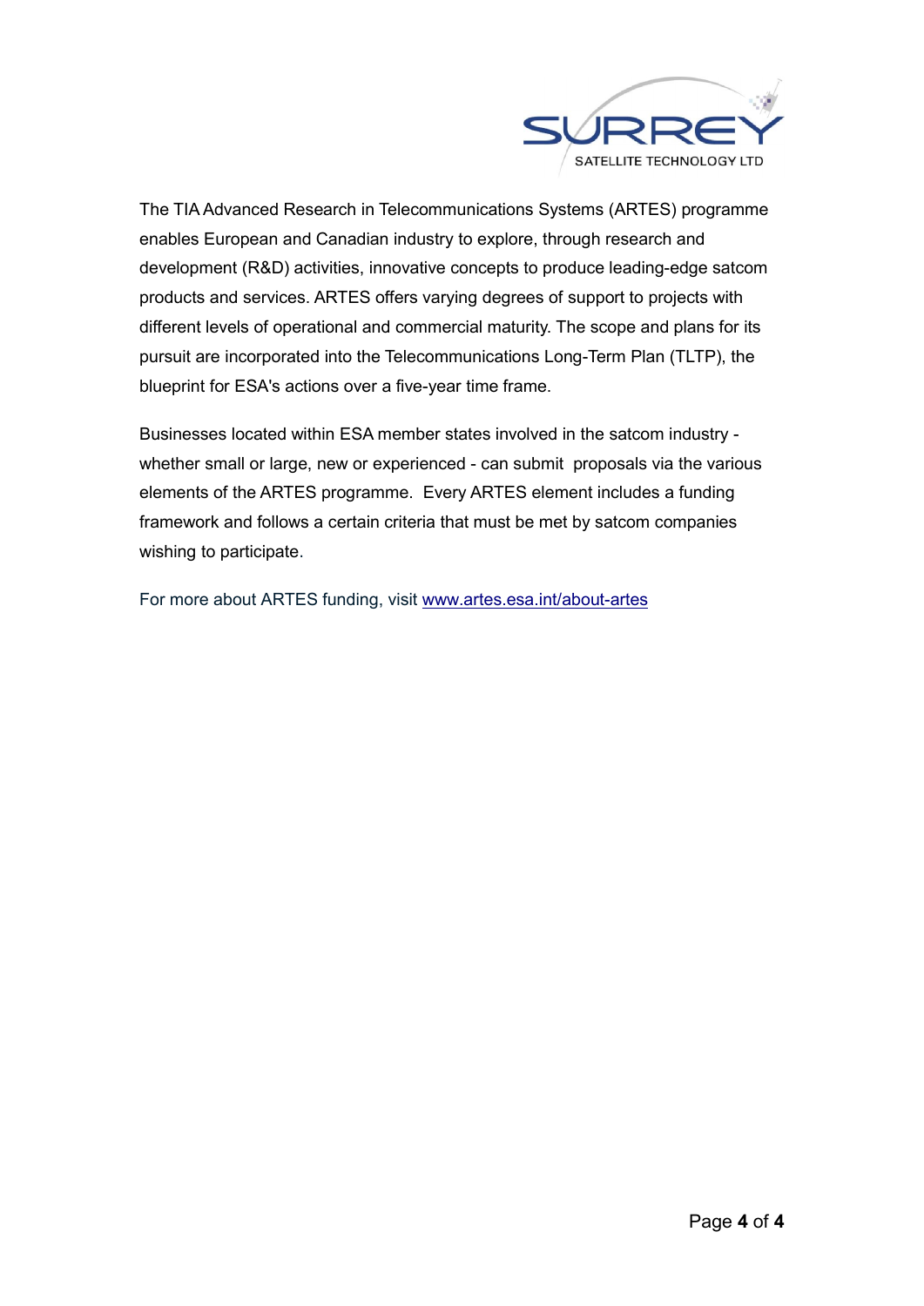The TIA Advanced Research in Telecommunications Systems (ARTES) programme enables European and Canadian industry to explore, through research and development (R&D) activities, innovative concepts to produce leading-edge satcom products and services. ARTES offers varying degrees of support to projects with different levels of operational and commercial maturity. The scope and plans for its pursuit are incorporated into the Telecommunications Long-Term Plan (TLTP), the blueprint for ESA's actions over a five-year time frame.

Businesses located within ESA member states involved in the satcom industry - whether small or large, new or experienced - can submit proposals via the various elements of the ARTES programme. Every ARTES element includes a funding framework and follows a certain criteria that must be met by satcom companies wishing to participate.

For more about ARTES funding, visit www.artes.esa.int/about-artes